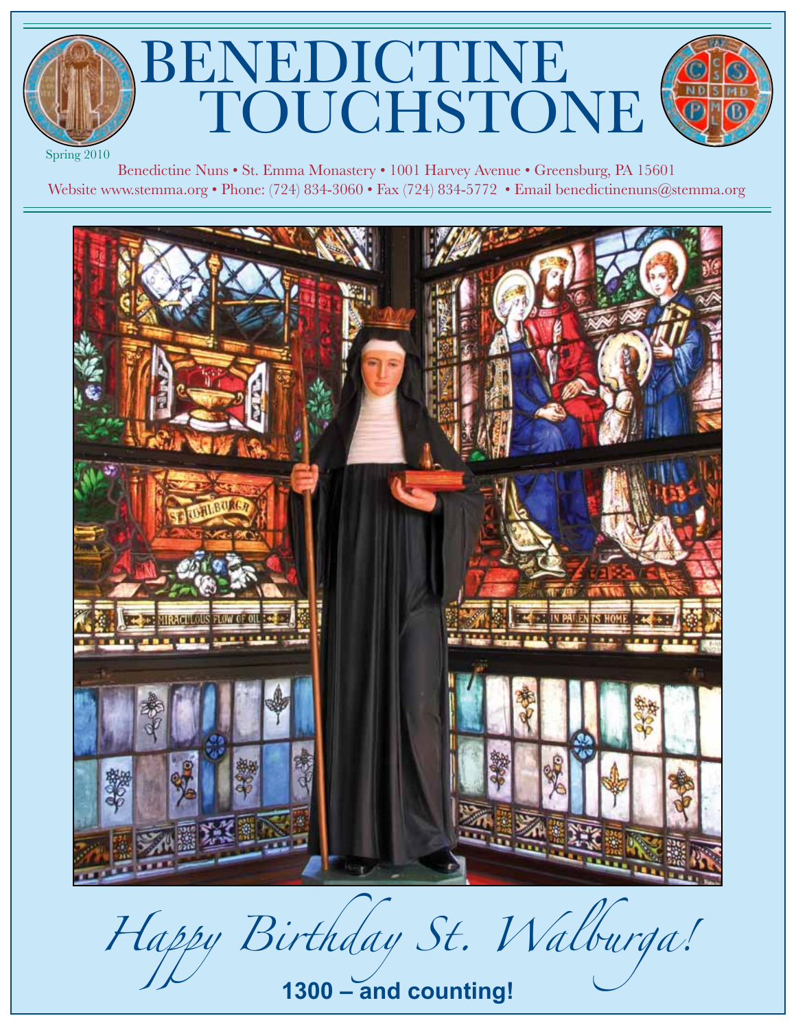# BENEDICTINE TOUCHSTONE

Spring 2010

Benedictine Nuns • St. Emma Monastery • 1001 Harvey Avenue • Greensburg, PA 15601
Website www.stemma.org • Phone: (724) 834-3060 • Fax (724) 834-5772 • Email benedictinenuns@stemma.org

*Happy Birthday St. Walburga!*

**1300 – and counting!**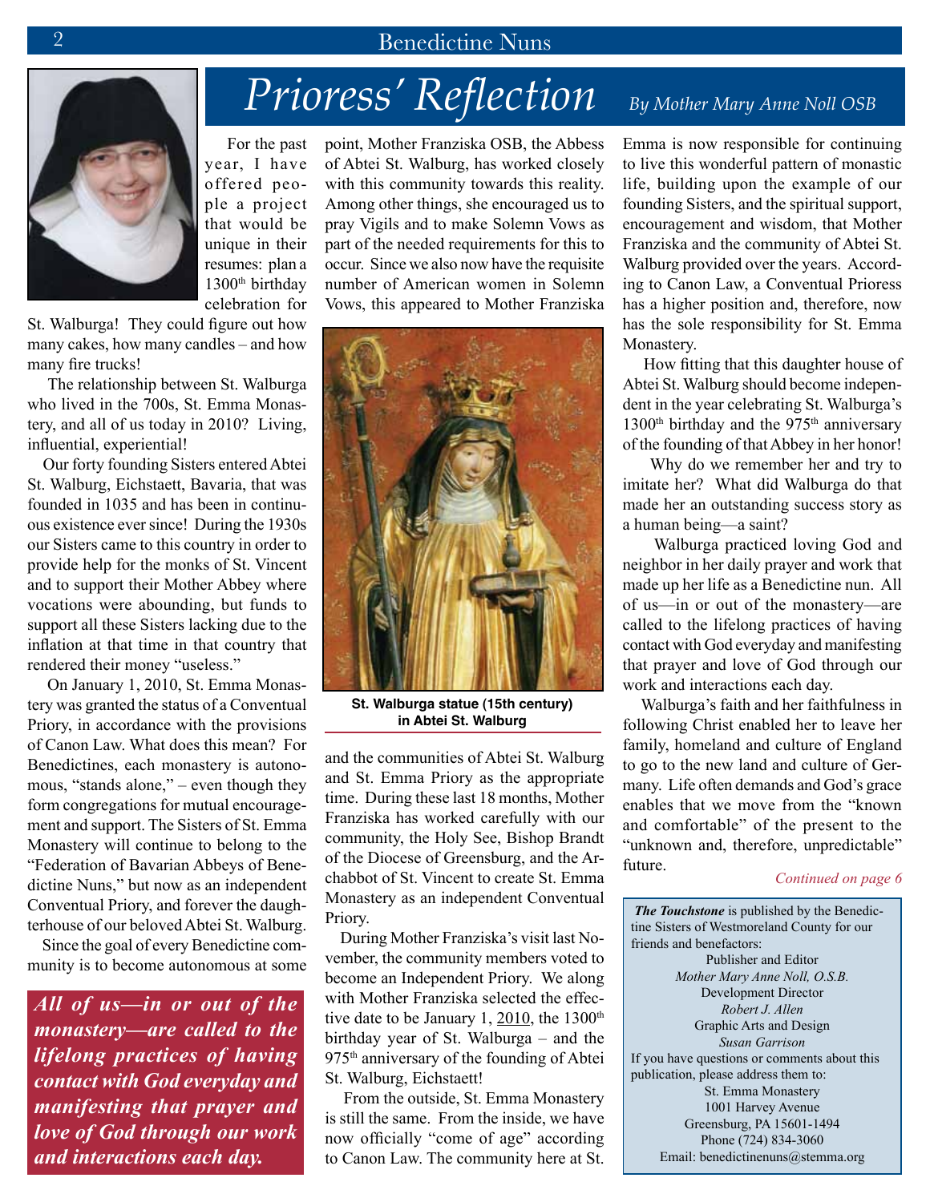# Priores' Reflection

*By Mother Mary Anne Noll OSB*

For the past year, I have offered people a project that would be unique in their resumes: plan a 1300th birthday celebration for St. Walburga! They could figure out how many cakes, how many candles – and how many fire trucks!

The relationship between St. Walburga who lived in the 700s, St. Emma Monastery, and all of us today in 2010? Living, influential, experiential!

Our forty founding Sisters entered Abtei St. Walburg, Eichstaett, Bavaria, that was founded in 1035 and has been in continuous existence ever since! During the 1930s our Sisters came to this country in order to provide help for the monks of St. Vincent and to support their Mother Abbey where vocations were abounding, but funds to support all these Sisters lacking due to the inflation at that time in that country that rendered their money "useless."

On January 1, 2010, St. Emma Monastery was granted the status of a Conventual Priory, in accordance with the provisions of Canon Law. What does this mean? For Benedictines, each monastery is autonomous, "stands alone," – even though they form congregations for mutual encouragement and support. The Sisters of St. Emma Monastery will continue to belong to the "Federation of Bavarian Abbeys of Benedictine Nuns," but now as an independent Conventual Priory, and forever the daughterhouse of our beloved Abtei St. Walburg.

Since the goal of every Benedictine community is to become autonomous at some point, Mother Franziska OSB, the Abbess of Abtei St. Walburg, has worked closely with this community towards this reality. Among other things, she encouraged us to pray Vigils and to make Solemn Vows as part of the needed requirements for this to occur. Since we also now have the requisite number of American women in Solemn Vows, this appeared to Mother Franziska and the communities of Abtei St. Walburg and St. Emma Priory as the appropriate time. During these last 18 months, Mother Franziska has worked carefully with our community, the Holy See, Bishop Brandt of the Diocese of Greensburg, and the Archabbot of St. Vincent to create St. Emma Monastery as an independent Conventual Priory.

***All of us—in or out of the monastery—are called to the lifelong practices of having contact with God everyday and manifesting that prayer and love of God through our work and interactions each day.***

**St. Walburga statue (15th century) in Abtei St. Walburg**

During Mother Franziska's visit last November, the community members voted to become an Independent Priory. We along with Mother Franziska selected the effective date to be January 1, 2010, the 1300th birthday year of St. Walburga – and the 975th anniversary of the founding of Abtei St. Walburg, Eichstaett!

From the outside, St. Emma Monastery is still the same. From the inside, we have now officially "come of age" according to Canon Law. The community here at St. Emma is now responsible for continuing to live this wonderful pattern of monastic life, building upon the example of our founding Sisters, and the spiritual support, encouragement and wisdom, that Mother Franziska and the community of Abtei St. Walburg provided over the years. According to Canon Law, a Conventual Prioress has a higher position and, therefore, now has the sole responsibility for St. Emma Monastery.

How fitting that this daughter house of Abtei St. Walburg should become independent in the year celebrating St. Walburga's 1300th birthday and the 975th anniversary of the founding of that Abbey in her honor!

Why do we remember her and try to imitate her? What did Walburga do that made her an outstanding success story as a human being—a saint?

Walburga practiced loving God and neighbor in her daily prayer and work that made up her life as a Benedictine nun. All of us—in or out of the monastery—are called to the lifelong practices of having contact with God everyday and manifesting that prayer and love of God through our work and interactions each day.

Walburga's faith and her faithfulness in following Christ enabled her to leave her family, homeland and culture of England to go to the new land and culture of Germany. Life often demands and God's grace enables that we move from the "known and comfortable" of the present to the "unknown and, therefore, unpredictable" future.

*Continued on page 6*

---

***The Touchstone*** is published by the Benedictine Sisters of Westmoreland County for our friends and benefactors:

Publisher and Editor
*Mother Mary Anne Noll, O.S.B.*
Development Director
*Robert J. Allen*
Graphic Arts and Design
*Susan Garrison*

If you have questions or comments about this publication, please address them to:

St. Emma Monastery
1001 Harvey Avenue
Greensburg, PA 15601-1494
Phone (724) 834-3060
Email: benedictinenuns@stemma.org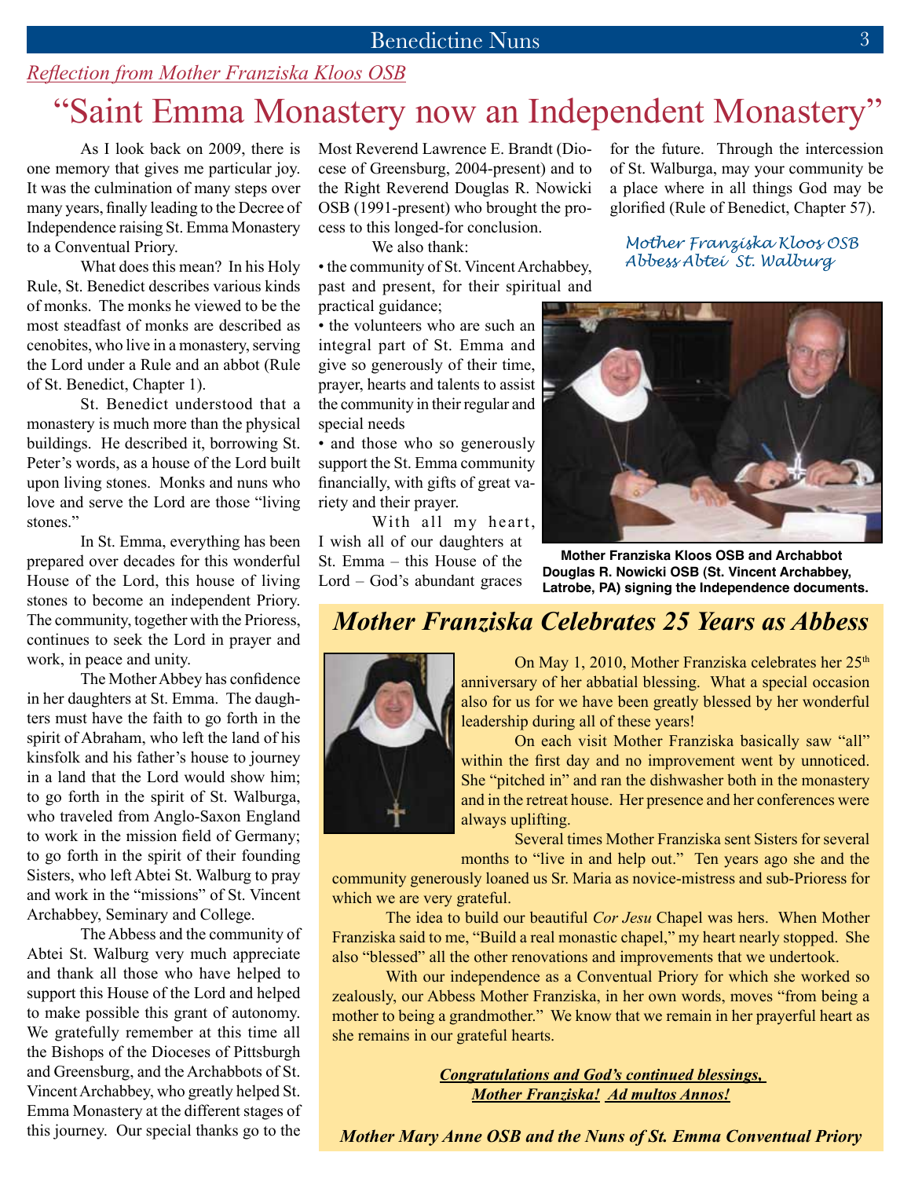*Reflection from Mother Franziska Kloos OSB*

# "Saint Emma Monastery now an Independent Monastery"

As I look back on 2009, there is one memory that gives me particular joy. It was the culmination of many steps over many years, finally leading to the Decree of Independence raising St. Emma Monastery to a Conventual Priory.

What does this mean? In his Holy Rule, St. Benedict describes various kinds of monks. The monks he viewed to be the most steadfast of monks are described as cenobites, who live in a monastery, serving the Lord under a Rule and an abbot (Rule of St. Benedict, Chapter 1).

St. Benedict understood that a monastery is much more than the physical buildings. He described it, borrowing St. Peter's words, as a house of the Lord built upon living stones. Monks and nuns who love and serve the Lord are those "living stones."

In St. Emma, everything has been prepared over decades for this wonderful House of the Lord, this house of living stones to become an independent Priory. The community, together with the Prioress, continues to seek the Lord in prayer and work, in peace and unity.

The Mother Abbey has confidence in her daughters at St. Emma. The daughters must have the faith to go forth in the spirit of Abraham, who left the land of his kinsfolk and his father's house to journey in a land that the Lord would show him; to go forth in the spirit of St. Walburga, who traveled from Anglo-Saxon England to work in the mission field of Germany; to go forth in the spirit of their founding Sisters, who left Abtei St. Walburg to pray and work in the "missions" of St. Vincent Archabbey, Seminary and College.

The Abbess and the community of Abtei St. Walburg very much appreciate and thank all those who have helped to support this House of the Lord and helped to make possible this grant of autonomy. We gratefully remember at this time all the Bishops of the Dioceses of Pittsburgh and Greensburg, and the Archabbots of St. Vincent Archabbey, who greatly helped St. Emma Monastery at the different stages of this journey. Our special thanks go to the Most Reverend Lawrence E. Brandt (Diocese of Greensburg, 2004-present) and to the Right Reverend Douglas R. Nowicki OSB (1991-present) who brought the process to this longed-for conclusion.

We also thank:

- the community of St. Vincent Archabbey, past and present, for their spiritual and practical guidance;
- the volunteers who are such an integral part of St. Emma and give so generously of their time, prayer, hearts and talents to assist the community in their regular and special needs
- and those who so generously support the St. Emma community financially, with gifts of great variety and their prayer.

With all my heart, I wish all of our daughters at St. Emma – this House of the Lord – God's abundant graces for the future. Through the intercession of St. Walburga, may your community be a place where in all things God may be glorified (Rule of Benedict, Chapter 57).

*Mother Franziska Kloos OSB*
*Abbess Abtei St. Walburg*

**Mother Franziska Kloos OSB and Archabbot Douglas R. Nowicki OSB (St. Vincent Archabbey, Latrobe, PA) signing the Independence documents.**

## *Mother Franziska Celebrates 25 Years as Abbess*

On May 1, 2010, Mother Franziska celebrates her 25th anniversary of her abbatial blessing. What a special occasion also for us for we have been greatly blessed by her wonderful leadership during all of these years!

On each visit Mother Franziska basically saw "all" within the first day and no improvement went by unnoticed. She "pitched in" and ran the dishwasher both in the monastery and in the retreat house. Her presence and her conferences were always uplifting.

Several times Mother Franziska sent Sisters for several months to "live in and help out." Ten years ago she and the community generously loaned us Sr. Maria as novice-mistress and sub-Prioress for which we are very grateful.

The idea to build our beautiful *Cor Jesu* Chapel was hers. When Mother Franziska said to me, "Build a real monastic chapel," my heart nearly stopped. She also "blessed" all the other renovations and improvements that we undertook.

With our independence as a Conventual Priory for which she worked so zealously, our Abbess Mother Franziska, in her own words, moves "from being a mother to being a grandmother." We know that we remain in her prayerful heart as she remains in our grateful hearts.

***Congratulations and God's continued blessings, Mother Franziska! Ad multos Annos!***

***Mother Mary Anne OSB and the Nuns of St. Emma Conventual Priory***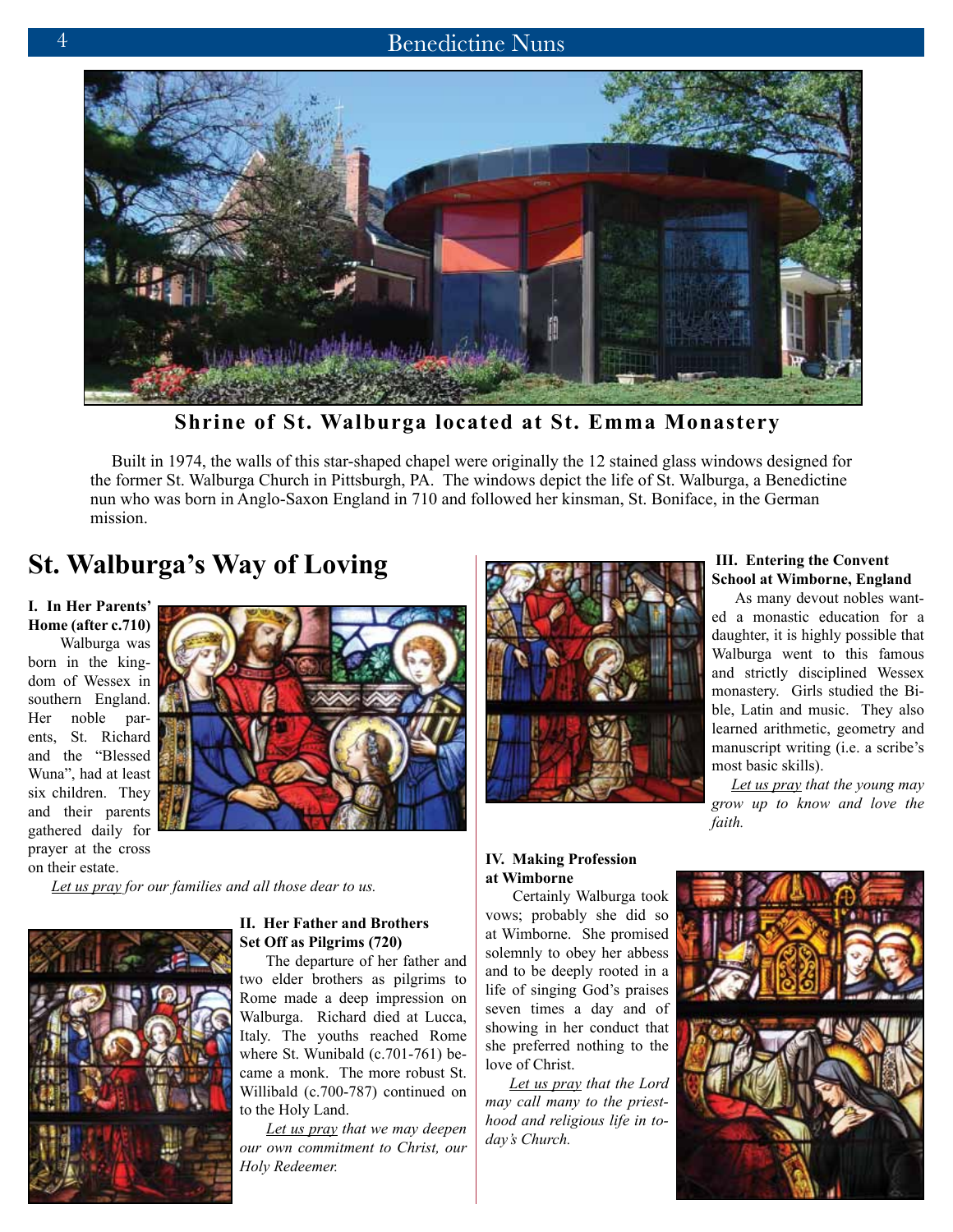**Shrine of St. Walburga located at St. Emma Monastery**

Built in 1974, the walls of this star-shaped chapel were originally the 12 stained glass windows designed for the former St. Walburga Church in Pittsburgh, PA. The windows depict the life of St. Walburga, a Benedictine nun who was born in Anglo-Saxon England in 710 and followed her kinsman, St. Boniface, in the German mission.

## St. Walburga's Way of Loving

**I. In Her Parents' Home (after c.710)**

Walburga was born in the kingdom of Wessex in southern England. Her noble parents, St. Richard and the "Blessed Wuna", had at least six children. They and their parents gathered daily for prayer at the cross on their estate.

*Let us pray for our families and all those dear to us.*

**II. Her Father and Brothers Set Off as Pilgrims (720)**

The departure of her father and two elder brothers as pilgrims to Rome made a deep impression on Walburga. Richard died at Lucca, Italy. The youths reached Rome where St. Wunibald (c.701-761) became a monk. The more robust St. Willibald (c.700-787) continued on to the Holy Land.

*Let us pray that we may deepen our own commitment to Christ, our Holy Redeemer.*

**III. Entering the Convent School at Wimborne, England**

As many devout nobles wanted a monastic education for a daughter, it is highly possible that Walburga went to this famous and strictly disciplined Wessex monastery. Girls studied the Bible, Latin and music. They also learned arithmetic, geometry and manuscript writing (i.e. a scribe's most basic skills).

*Let us pray that the young may grow up to know and love the faith.*

**IV. Making Profession at Wimborne**

Certainly Walburga took vows; probably she did so at Wimborne. She promised solemnly to obey her abbess and to be deeply rooted in a life of singing God's praises seven times a day and of showing in her conduct that she preferred nothing to the love of Christ.

*Let us pray that the Lord may call many to the priesthood and religious life in today's Church.*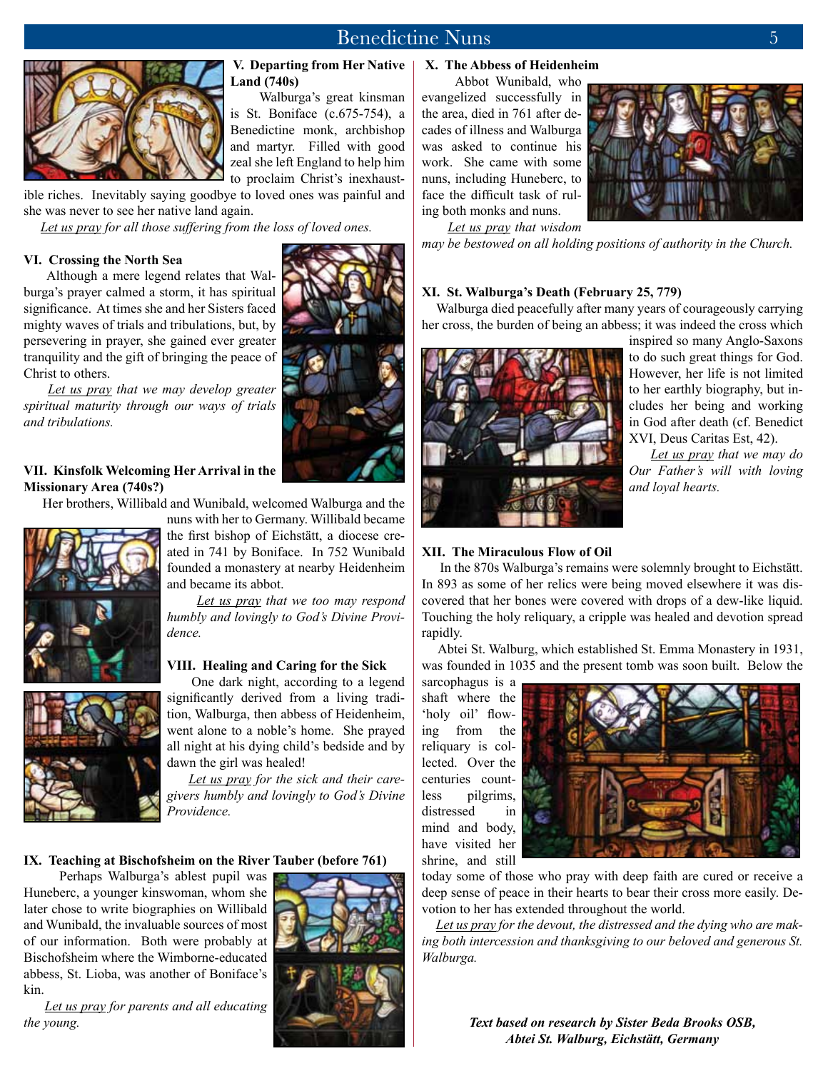### V. Departing from Her Native Land (740s)

Walburga's great kinsman is St. Boniface (c.675-754), a Benedictine monk, archbishop and martyr. Filled with good zeal she left England to help him to proclaim Christ's inexhaustible riches. Inevitably saying goodbye to loved ones was painful and she was never to see her native land again.

*Let us pray for all those suffering from the loss of loved ones.*

### VI. Crossing the North Sea

Although a mere legend relates that Walburga's prayer calmed a storm, it has spiritual significance. At times she and her Sisters faced mighty waves of trials and tribulations, but, by persevering in prayer, she gained ever greater tranquility and the gift of bringing the peace of Christ to others.

*Let us pray that we may develop greater spiritual maturity through our ways of trials and tribulations.*

### VII. Kinsfolk Welcoming Her Arrival in the Missionary Area (740s?)

Her brothers, Willibald and Wunibald, welcomed Walburga and the nuns with her to Germany. Willibald became the first bishop of Eichstätt, a diocese created in 741 by Boniface. In 752 Wunibald founded a monastery at nearby Heidenheim and became its abbot.

*Let us pray that we too may respond humbly and lovingly to God's Divine Providence.*

### VIII. Healing and Caring for the Sick

One dark night, according to a legend significantly derived from a living tradition, Walburga, then abbess of Heidenheim, went alone to a noble's home. She prayed all night at his dying child's bedside and by dawn the girl was healed!

*Let us pray for the sick and their caregivers humbly and lovingly to God's Divine Providence.*

### IX. Teaching at Bischofsheim on the River Tauber (before 761)

Perhaps Walburga's ablest pupil was Huneberc, a younger kinswoman, whom she later chose to write biographies on Willibald and Wunibald, the invaluable sources of most of our information. Both were probably at Bischofsheim where the Wimborne-educated abbess, St. Lioba, was another of Boniface's kin.

*Let us pray for parents and all educating the young.*

### X. The Abbess of Heidenheim

Abbot Wunibald, who evangelized successfully in the area, died in 761 after decades of illness and Walburga was asked to continue his work. She came with some nuns, including Huneberc, to face the difficult task of ruling both monks and nuns.

*Let us pray that wisdom may be bestowed on all holding positions of authority in the Church.*

### XI. St. Walburga's Death (February 25, 779)

Walburga died peacefully after many years of courageously carrying her cross, the burden of being an abbess; it was indeed the cross which inspired so many Anglo-Saxons to do such great things for God. However, her life is not limited to her earthly biography, but includes her being and working in God after death (cf. Benedict XVI, Deus Caritas Est, 42).

*Let us pray that we may do Our Father's will with loving and loyal hearts.*

### XII. The Miraculous Flow of Oil

In the 870s Walburga's remains were solemnly brought to Eichstätt. In 893 as some of her relics were being moved elsewhere it was discovered that her bones were covered with drops of a dew-like liquid. Touching the holy reliquary, a cripple was healed and devotion spread rapidly.

Abtei St. Walburg, which established St. Emma Monastery in 1931, was founded in 1035 and the present tomb was soon built. Below the sarcophagus is a shaft where the 'holy oil' flowing from the reliquary is collected. Over the centuries countless pilgrims, distressed in mind and body, have visited her shrine, and still today some of those who pray with deep faith are cured or receive a deep sense of peace in their hearts to bear their cross more easily. Devotion to her has extended throughout the world.

*Let us pray for the devout, the distressed and the dying who are making both intercession and thanksgiving to our beloved and generous St. Walburga.*

***Text based on research by Sister Beda Brooks OSB, Abtei St. Walburg, Eichstätt, Germany***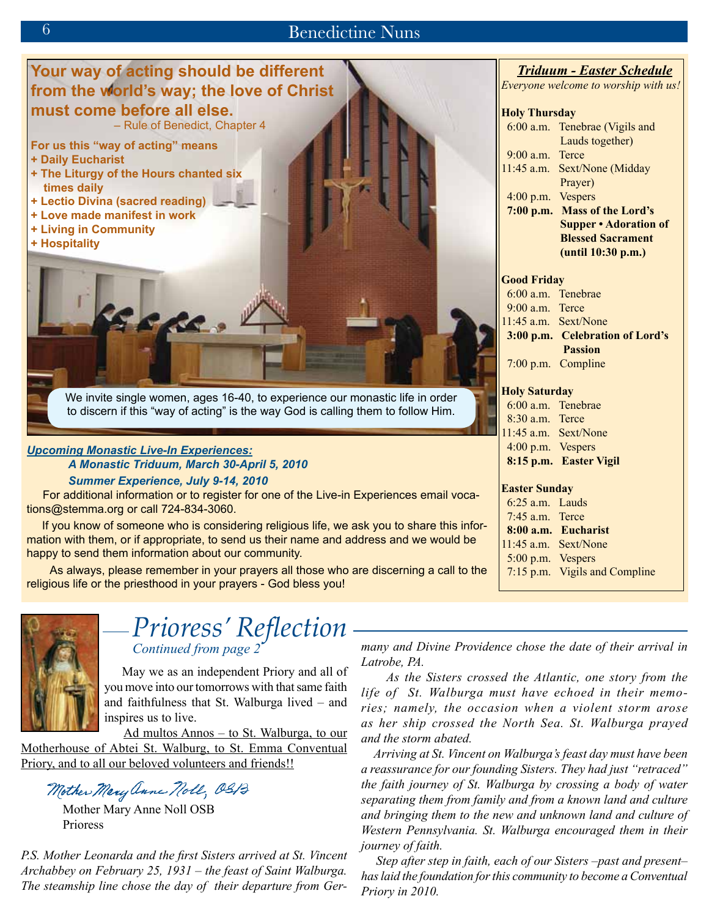**Your way of acting should be different from the world's way; the love of Christ must come before all else.**
– Rule of Benedict, Chapter 4

**For us this "way of acting" means**

- **Daily Eucharist**
- **The Liturgy of the Hours chanted six times daily**
- **Lectio Divina (sacred reading)**
- **Love made manifest in work**
- **Living in Community**
- **Hospitality**

We invite single women, ages 16-40, to experience our monastic life in order to discern if this "way of acting" is the way God is calling them to follow Him.

***Upcoming Monastic Live-In Experiences:***

***A Monastic Triduum, March 30-April 5, 2010***

***Summer Experience, July 9-14, 2010***

For additional information or to register for one of the Live-in Experiences email vocations@stemma.org or call 724-834-3060.

If you know of someone who is considering religious life, we ask you to share this information with them, or if appropriate, to send us their name and address and we would be happy to send them information about our community.

As always, please remember in your prayers all those who are discerning a call to the religious life or the priesthood in your prayers - God bless you!

## *Triduum - Easter Schedule*

*Everyone welcome to worship with us!*

**Holy Thursday**

| | |
|---|---|
| 6:00 a.m. | Tenebrae (Vigils and Lauds together) |
| 9:00 a.m. | Terce |
| 11:45 a.m. | Sext/None (Midday Prayer) |
| 4:00 p.m. | Vespers |
| **7:00 p.m.** | **Mass of the Lord's Supper • Adoration of Blessed Sacrament (until 10:30 p.m.)** |

**Good Friday**

| | |
|---|---|
| 6:00 a.m. | Tenebrae |
| 9:00 a.m. | Terce |
| 11:45 a.m. | Sext/None |
| **3:00 p.m.** | **Celebration of Lord's Passion** |
| 7:00 p.m. | Compline |

**Holy Saturday**

| | |
|---|---|
| 6:00 a.m. | Tenebrae |
| 8:30 a.m. | Terce |
| 11:45 a.m. | Sext/None |
| 4:00 p.m. | Vespers |
| **8:15 p.m.** | **Easter Vigil** |

**Easter Sunday**

| | |
|---|---|
| 6:25 a.m. | Lauds |
| 7:45 a.m. | Terce |
| **8:00 a.m.** | **Eucharist** |
| 11:45 a.m. | Sext/None |
| 5:00 p.m. | Vespers |
| 7:15 p.m. | Vigils and Compline |

# *Prioress' Reflection*

*Continued from page 2*

May we as an independent Priory and all of you move into our tomorrows with that same faith and faithfulness that St. Walburga lived – and inspires us to live.

Ad multos Annos – to St. Walburga, to our Motherhouse of Abtei St. Walburg, to St. Emma Conventual Priory, and to all our beloved volunteers and friends!!

*Mother Mary Anne Noll, OSB*

Mother Mary Anne Noll OSB
Prioress

*P.S. Mother Leonarda and the first Sisters arrived at St. Vincent Archabbey on February 25, 1931 – the feast of Saint Walburga. The steamship line chose the day of their departure from Germany and Divine Providence chose the date of their arrival in Latrobe, PA.*

*As the Sisters crossed the Atlantic, one story from the life of St. Walburga must have echoed in their memories; namely, the occasion when a violent storm arose as her ship crossed the North Sea. St. Walburga prayed and the storm abated.*

*Arriving at St. Vincent on Walburga's feast day must have been a reassurance for our founding Sisters. They had just "retraced" the faith journey of St. Walburga by crossing a body of water separating them from family and from a known land and culture and bringing them to the new and unknown land and culture of Western Pennsylvania. St. Walburga encouraged them in their journey of faith.*

*Step after step in faith, each of our Sisters –past and present– has laid the foundation for this community to become a Conventual Priory in 2010.*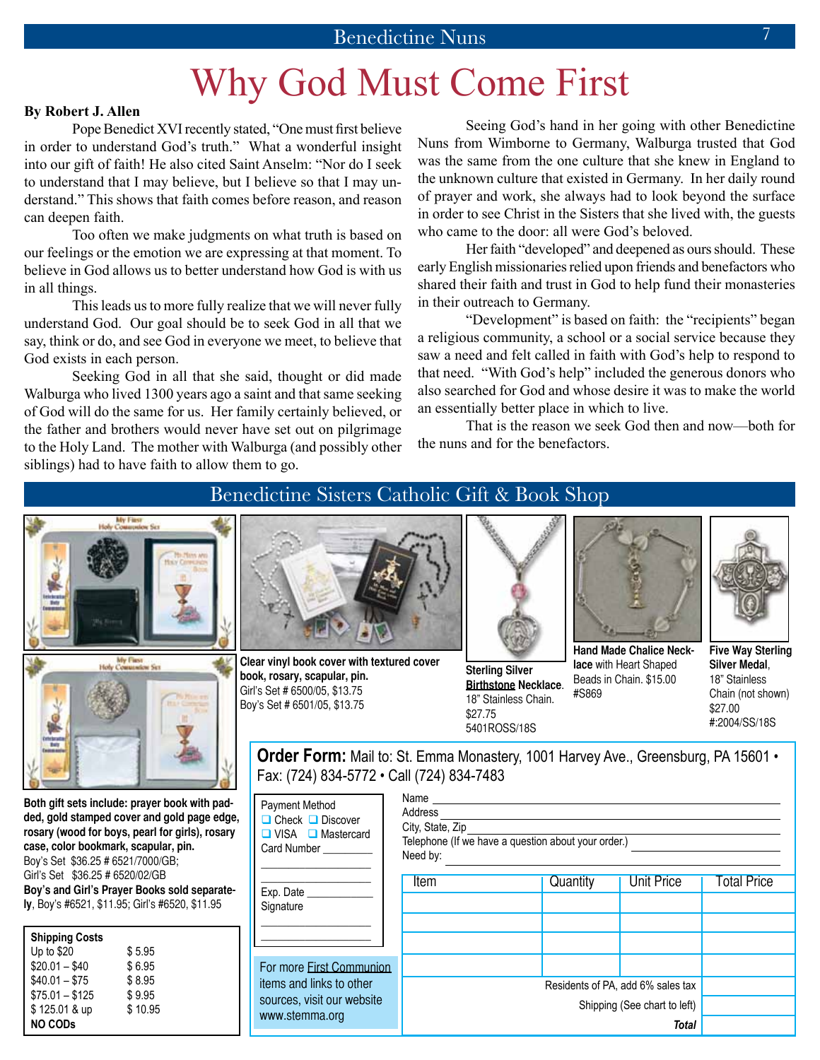# Why God Must Come First

**By Robert J. Allen**

Pope Benedict XVI recently stated, "One must first believe in order to understand God's truth." What a wonderful insight into our gift of faith! He also cited Saint Anselm: "Nor do I seek to understand that I may believe, but I believe so that I may understand." This shows that faith comes before reason, and reason can deepen faith.

Too often we make judgments on what truth is based on our feelings or the emotion we are expressing at that moment. To believe in God allows us to better understand how God is with us in all things.

This leads us to more fully realize that we will never fully understand God. Our goal should be to seek God in all that we say, think or do, and see God in everyone we meet, to believe that God exists in each person.

Seeking God in all that she said, thought or did made Walburga who lived 1300 years ago a saint and that same seeking of God will do the same for us. Her family certainly believed, or the father and brothers would never have set out on pilgrimage to the Holy Land. The mother with Walburga (and possibly other siblings) had to have faith to allow them to go.

Seeing God's hand in her going with other Benedictine Nuns from Wimborne to Germany, Walburga trusted that God was the same from the one culture that she knew in England to the unknown culture that existed in Germany. In her daily round of prayer and work, she always had to look beyond the surface in order to see Christ in the Sisters that she lived with, the guests who came to the door: all were God's beloved.

Her faith "developed" and deepened as ours should. These early English missionaries relied upon friends and benefactors who shared their faith and trust in God to help fund their monasteries in their outreach to Germany.

"Development" is based on faith: the "recipients" began a religious community, a school or a social service because they saw a need and felt called in faith with God's help to respond to that need. "With God's help" included the generous donors who also searched for God and whose desire it was to make the world an essentially better place in which to live.

That is the reason we seek God then and now—both for the nuns and for the benefactors.

## Benedictine Sisters Catholic Gift & Book Shop

**Both gift sets include: prayer book with padded, gold stamped cover and gold page edge, rosary (wood for boys, pearl for girls), rosary case, color bookmark, scapular, pin.**
Boy's Set $36.25 # 6521/7000/GB;
Girl's Set $36.25 # 6520/02/GB
**Boy's and Girl's Prayer Books sold separately**, Boy's #6521, $11.95; Girl's #6520, $11.95

**Clear vinyl book cover with textured cover book, rosary, scapular, pin.**
Girl's Set # 6500/05, $13.75
Boy's Set # 6501/05, $13.75

**Sterling Silver Birthstone Necklace**. 18" Stainless Chain. $27.75 5401ROSS/18S

**Hand Made Chalice Necklace** with Heart Shaped Beads in Chain. $15.00 #S869

**Five Way Sterling Silver Medal**, 18" Stainless Chain (not shown) $27.00 #:2004/SS/18S

| Shipping Costs | |
|---|---|
| Up to $20 | $ 5.95 |
| $20.01 – $40 | $ 6.95 |
| $40.01 – $75 | $ 8.95 |
| $75.01 – $125 | $ 9.95 |
| $ 125.01 & up | $ 10.95 |
| **NO CODs** | |

**Order Form:** Mail to: St. Emma Monastery, 1001 Harvey Ave., Greensburg, PA 15601 • Fax: (724) 834-5772 • Call (724) 834-7483

Payment Method
☐ Check ☐ Discover
☐ VISA ☐ Mastercard
Card Number ________
Exp. Date ________
Signature ________

Name ________
Address ________
City, State, Zip ________
Telephone (If we have a question about your order.) ________
Need by: ________

| Item | Quantity | Unit Price | Total Price |
|---|---|---|---|
| | | | |
| | | | |
| | | | |
| | | | |
| Residents of PA, add 6% sales tax | | | |
| Shipping (See chart to left) | | | |
| ***Total*** | | | |

For more First Communion items and links to other sources, visit our website www.stemma.org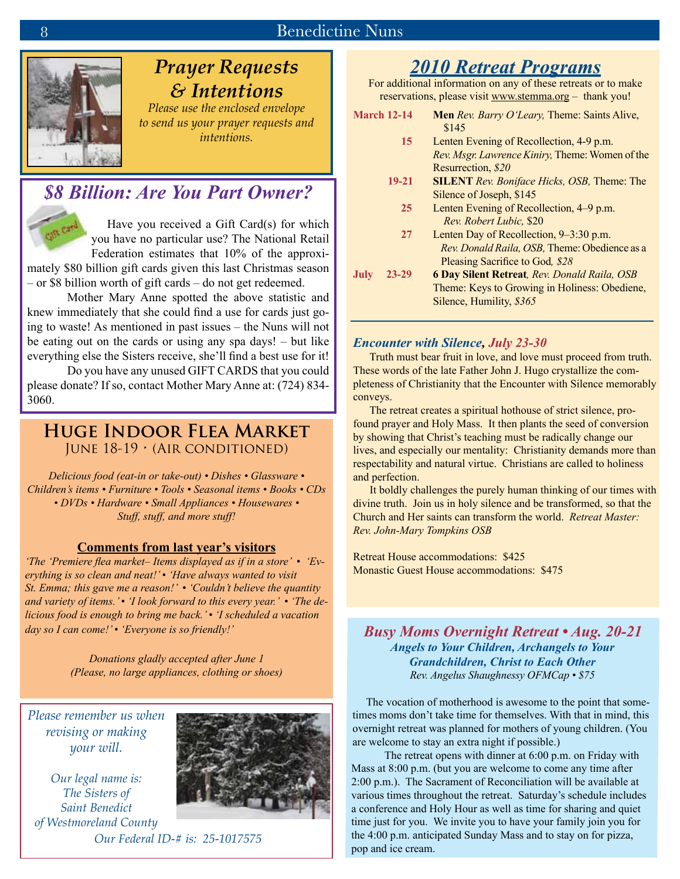## *Prayer Requests & Intentions*

*Please use the enclosed envelope to send us your prayer requests and intentions.*

## *$8 Billion: Are You Part Owner?*

Have you received a Gift Card(s) for which you have no particular use? The National Retail Federation estimates that 10% of the approximately $80 billion gift cards given this last Christmas season – or $8 billion worth of gift cards – do not get redeemed.

Mother Mary Anne spotted the above statistic and knew immediately that she could find a use for cards just going to waste! As mentioned in past issues – the Nuns will not be eating out on the cards or using any spa days! – but like everything else the Sisters receive, she'll find a best use for it!

Do you have any unused GIFT CARDS that you could please donate? If so, contact Mother Mary Anne at: (724) 834-3060.

## Huge Indoor Flea Market

June 18-19 • (Air conditioned)

*Delicious food (eat-in or take-out) • Dishes • Glassware • Children's items • Furniture • Tools • Seasonal items • Books • CDs • DVDs • Hardware • Small Appliances • Housewares • Stuff, stuff, and more stuff!*

**Comments from last year's visitors**

*'The 'Premiere flea market– Items displayed as if in a store' • 'Everything is so clean and neat!' • 'Have always wanted to visit St. Emma; this gave me a reason!' • 'Couldn't believe the quantity and variety of items.' • 'I look forward to this every year.' • 'The delicious food is enough to bring me back.' • 'I scheduled a vacation day so I can come!' • 'Everyone is so friendly!'*

*Donations gladly accepted after June 1 (Please, no large appliances, clothing or shoes)*

*Please remember us when revising or making your will.*

*Our legal name is: The Sisters of Saint Benedict of Westmoreland County*

*Our Federal ID-# is: 25-1017575*

## *2010 Retreat Programs*

For additional information on any of these retreats or to make reservations, please visit www.stemma.org – thank you!

| | | |
|---|---|---|
| **March** | **12-14** | **Men** *Rev. Barry O'Leary,* Theme: Saints Alive, $145 |
| | **15** | Lenten Evening of Recollection, 4-9 p.m. *Rev. Msgr. Lawrence Kiniry,* Theme: Women of the Resurrection, *$20* |
| | **19-21** | **SILENT** *Rev. Boniface Hicks, OSB,* Theme: The Silence of Joseph, $145 |
| | **25** | Lenten Evening of Recollection, 4–9 p.m. *Rev. Robert Lubic,* $20 |
| | **27** | Lenten Day of Recollection, 9–3:30 p.m. *Rev. Donald Raila, OSB,* Theme: Obedience as a Pleasing Sacrifice to God*, $28* |
| **July** | **23-29** | **6 Day Silent Retreat***, Rev. Donald Raila, OSB* Theme: Keys to Growing in Holiness: Obediene, Silence, Humility, *$365* |

### *Encounter with Silence, July 23-30*

Truth must bear fruit in love, and love must proceed from truth. These words of the late Father John J. Hugo crystallize the completeness of Christianity that the Encounter with Silence memorably conveys.

The retreat creates a spiritual hothouse of strict silence, profound prayer and Holy Mass. It then plants the seed of conversion by showing that Christ's teaching must be radically change our lives, and especially our mentality: Christianity demands more than respectability and natural virtue. Christians are called to holiness and perfection.

It boldly challenges the purely human thinking of our times with divine truth. Join us in holy silence and be transformed, so that the Church and Her saints can transform the world. *Retreat Master: Rev. John-Mary Tompkins OSB*

Retreat House accommodations: $425
Monastic Guest House accommodations: $475

### *Busy Moms Overnight Retreat • Aug. 20-21*

***Angels to Your Children, Archangels to Your Grandchildren, Christ to Each Other***

*Rev. Angelus Shaughnessy OFMCap • $75*

The vocation of motherhood is awesome to the point that sometimes moms don't take time for themselves. With that in mind, this overnight retreat was planned for mothers of young children. (You are welcome to stay an extra night if possible.)

The retreat opens with dinner at 6:00 p.m. on Friday with Mass at 8:00 p.m. (but you are welcome to come any time after 2:00 p.m.). The Sacrament of Reconciliation will be available at various times throughout the retreat. Saturday's schedule includes a conference and Holy Hour as well as time for sharing and quiet time just for you. We invite you to have your family join you for the 4:00 p.m. anticipated Sunday Mass and to stay on for pizza, pop and ice cream.